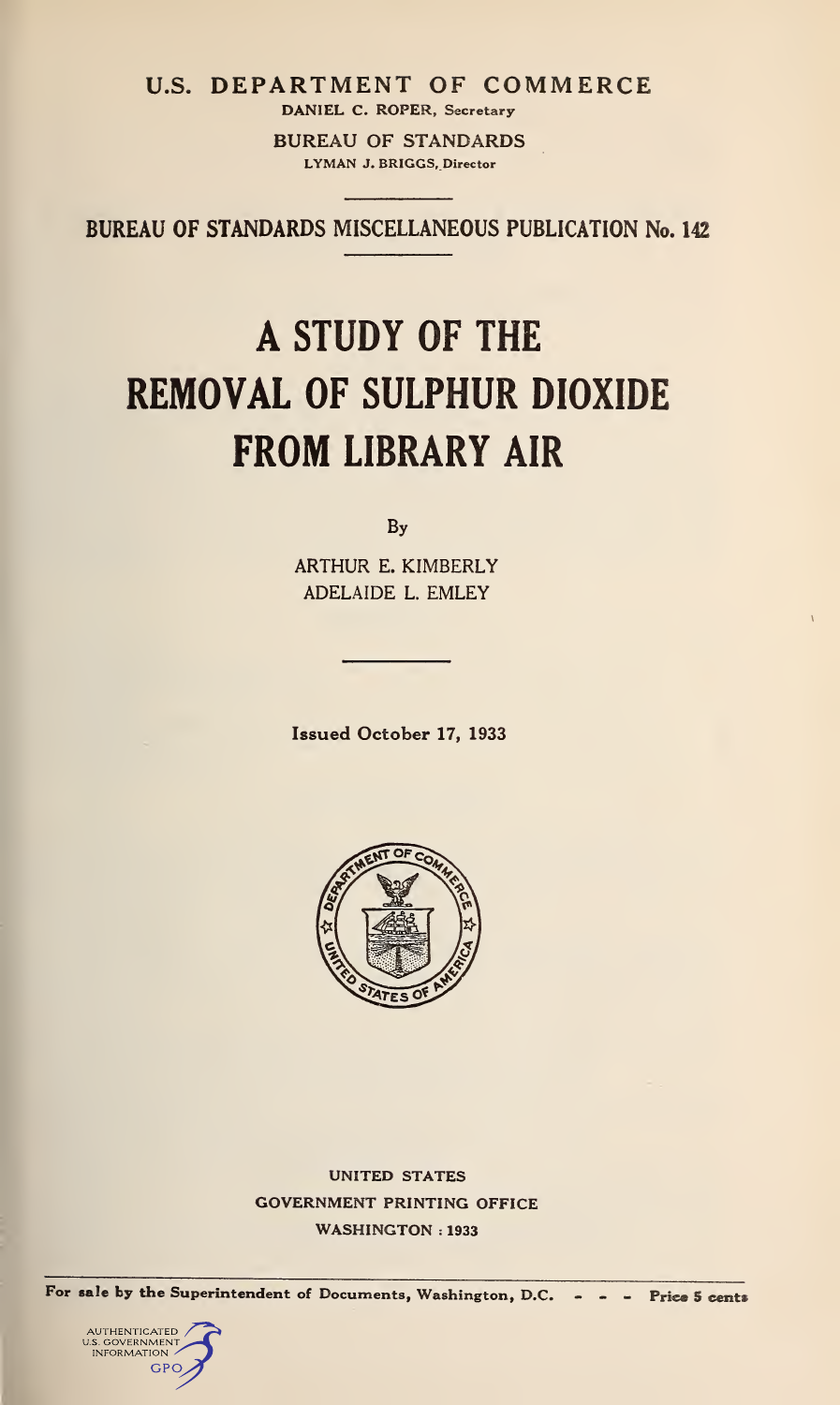U.S. DEPARTMENT OF COMMERCE

DANIEL C. ROPER, Secretary

BUREAU OF STANDARDS

LYMAN J. BRIGGS, Director

BUREAU OF STANDARDS MISCELLANEOUS PUBLICATION No. 142

# A STUDY OF THE REMOVAL OF SULPHUR DIOXIDE FROM LIBRARY AIR

By

ARTHUR E. KIMBERLY

ADELAIDE L. EMLEY

Issued October 17, 1933

UNITED STATES

GOVERNMENT PRINTING OFFICE

WASHINGTON : 1933

For sale by the Superintendent of Documents, Washington, D.C. - - - Price 5 cents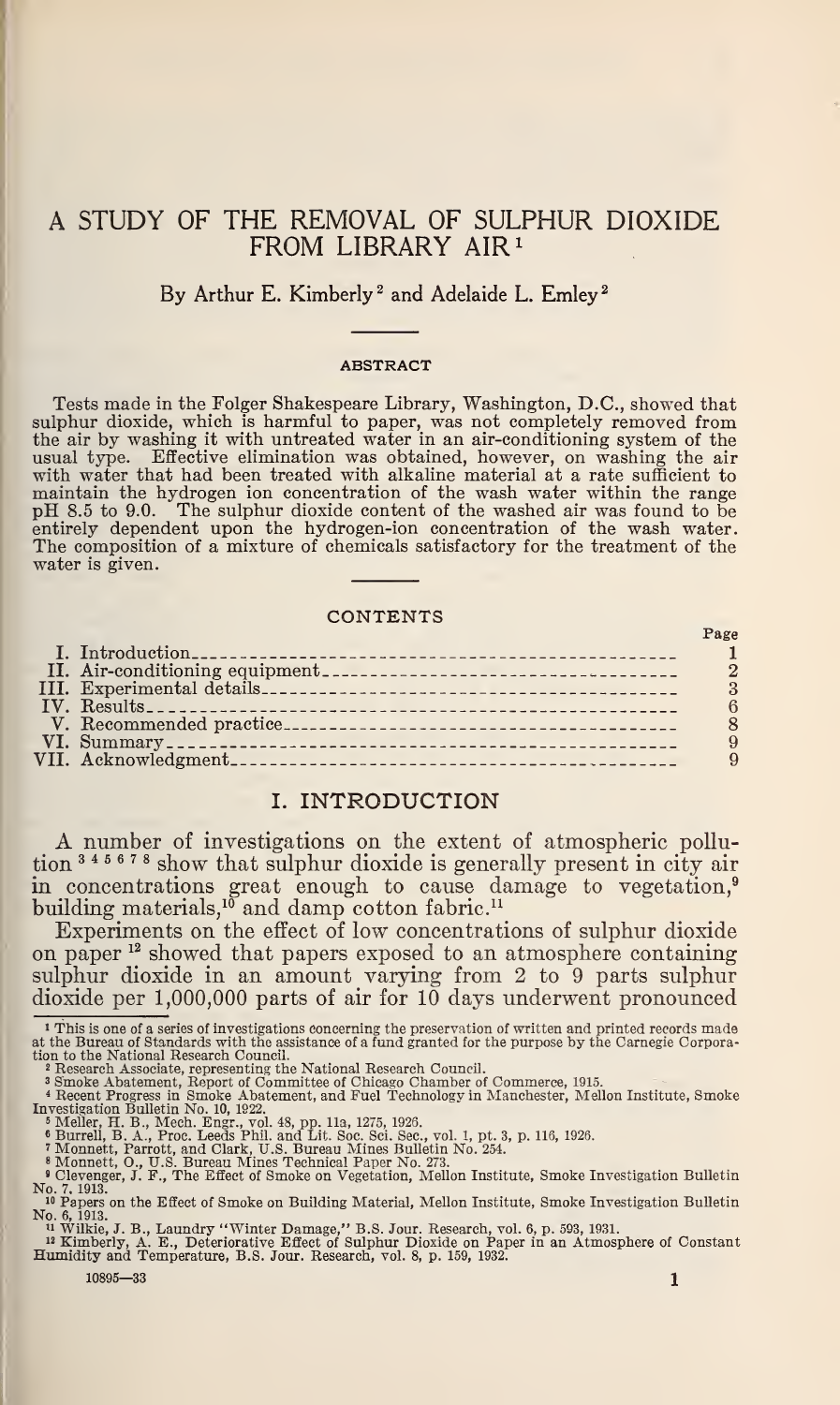# A STUDY OF THE REMOVAL OF SULPHUR DIOXIDE FROM LIBRARY AIR[1]

By Arthur E. Kimberly[2] and Adelaide L. Emley[2]

## ABSTRACT

Tests made in the Folger Shakespeare Library, Washington, D.C., showed that sulphur dioxide, which is harmful to paper, was not completely removed from the air by washing it with untreated water in an air-conditioning system of the usual type. Effective elimination was obtained, however, on washing the air with water that had been treated with alkaline material at a rate sufficient to maintain the hydrogen ion concentration of the wash water within the range pH 8.5 to 9.0. The sulphur dioxide content of the washed air was found to be entirely dependent upon the hydrogen-ion concentration of the wash water. The composition of a mixture of chemicals satisfactory for the treatment of the water is given.

## CONTENTS

| | Page |
|---|---|
| I. Introduction | 1 |
| II. Air-conditioning equipment | 2 |
| III. Experimental details | 3 |
| IV. Results | 6 |
| V. Recommended practice | 8 |
| VI. Summary | 9 |
| VII. Acknowledgment | 9 |

## I. INTRODUCTION

A number of investigations on the extent of atmospheric pollution [3] [4] [5] [6] [7] [8] show that sulphur dioxide is generally present in city air in concentrations great enough to cause damage to vegetation,[9] building materials,[10] and damp cotton fabric.[11]

Experiments on the effect of low concentrations of sulphur dioxide on paper [12] showed that papers exposed to an atmosphere containing sulphur dioxide in an amount varying from 2 to 9 parts sulphur dioxide per 1,000,000 parts of air for 10 days underwent pronounced

---

[1] This is one of a series of investigations concerning the preservation of written and printed records made at the Bureau of Standards with the assistance of a fund granted for the purpose by the Carnegie Corporation to the National Research Council.

[2] Research Associate, representing the National Research Council.

[3] Smoke Abatement, Report of Committee of Chicago Chamber of Commerce, 1915.

[4] Recent Progress in Smoke Abatement, and Fuel Technology in Manchester, Mellon Institute, Smoke Investigation Bulletin No. 10, 1922.

[5] Meller, H. B., Mech. Engr., vol. 48, pp. 11a, 1275, 1926.

[6] Burrell, B. A., Proc. Leeds Phil. and Lit. Soc. Sci. Sec., vol. 1, pt. 3, p. 116, 1926.

[7] Monnett, Parrott, and Clark, U.S. Bureau Mines Bulletin No. 254.

[8] Monnett, O., U.S. Bureau Mines Technical Paper No. 273.

[9] Clevenger, J. F., The Effect of Smoke on Vegetation, Mellon Institute, Smoke Investigation Bulletin No. 7, 1913.

[10] Papers on the Effect of Smoke on Building Material, Mellon Institute, Smoke Investigation Bulletin No. 6, 1913.

[11] Wilkie, J. B., Laundry "Winter Damage," B.S. Jour. Research, vol. 6, p. 593, 1931.

[12] Kimberly, A. E., Deteriorative Effect of Sulphur Dioxide on Paper in an Atmosphere of Constant Humidity and Temperature, B.S. Jour. Research, vol. 8, p. 159, 1932.

10895—33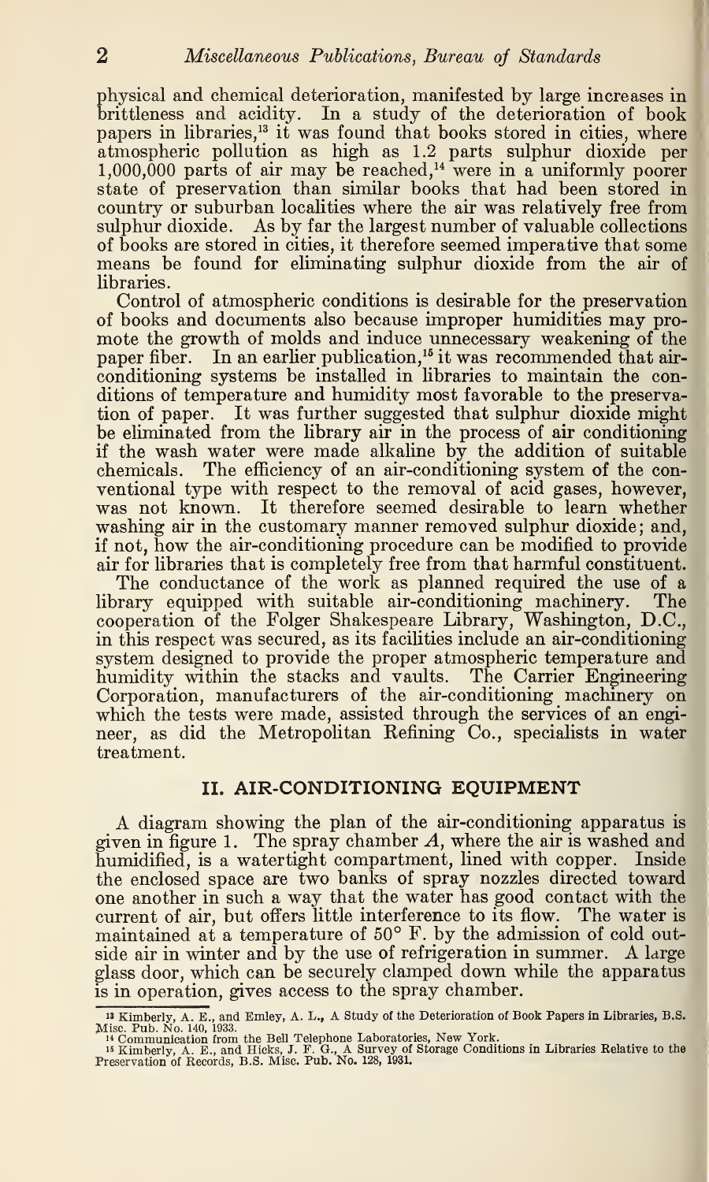physical and chemical deterioration, manifested by large increases in brittleness and acidity. In a study of the deterioration of book papers in libraries,[13] it was found that books stored in cities, where atmospheric pollution as high as 1.2 parts sulphur dioxide per 1,000,000 parts of air may be reached,[14] were in a uniformly poorer state of preservation than similar books that had been stored in country or suburban localities where the air was relatively free from sulphur dioxide. As by far the largest number of valuable collections of books are stored in cities, it therefore seemed imperative that some means be found for eliminating sulphur dioxide from the air of libraries.

Control of atmospheric conditions is desirable for the preservation of books and documents also because improper humidities may promote the growth of molds and induce unnecessary weakening of the paper fiber. In an earlier publication,[15] it was recommended that air-conditioning systems be installed in libraries to maintain the conditions of temperature and humidity most favorable to the preservation of paper. It was further suggested that sulphur dioxide might be eliminated from the library air in the process of air conditioning if the wash water were made alkaline by the addition of suitable chemicals. The efficiency of an air-conditioning system of the conventional type with respect to the removal of acid gases, however, was not known. It therefore seemed desirable to learn whether washing air in the customary manner removed sulphur dioxide; and, if not, how the air-conditioning procedure can be modified to provide air for libraries that is completely free from that harmful constituent.

The conductance of the work as planned required the use of a library equipped with suitable air-conditioning machinery. The cooperation of the Folger Shakespeare Library, Washington, D.C., in this respect was secured, as its facilities include an air-conditioning system designed to provide the proper atmospheric temperature and humidity within the stacks and vaults. The Carrier Engineering Corporation, manufacturers of the air-conditioning machinery on which the tests were made, assisted through the services of an engineer, as did the Metropolitan Refining Co., specialists in water treatment.

## II. AIR-CONDITIONING EQUIPMENT

A diagram showing the plan of the air-conditioning apparatus is given in figure 1. The spray chamber *A*, where the air is washed and humidified, is a watertight compartment, lined with copper. Inside the enclosed space are two banks of spray nozzles directed toward one another in such a way that the water has good contact with the current of air, but offers little interference to its flow. The water is maintained at a temperature of 50° F. by the admission of cold outside air in winter and by the use of refrigeration in summer. A large glass door, which can be securely clamped down while the apparatus is in operation, gives access to the spray chamber.

---

[13] Kimberly, A. E., and Emley, A. L., A Study of the Deterioration of Book Papers in Libraries, B.S. Misc. Pub. No. 140, 1933.

[14] Communication from the Bell Telephone Laboratories, New York.

[15] Kimberly, A. E., and Hicks, J. F. G., A Survey of Storage Conditions in Libraries Relative to the Preservation of Records, B.S. Misc. Pub. No. 128, 1931.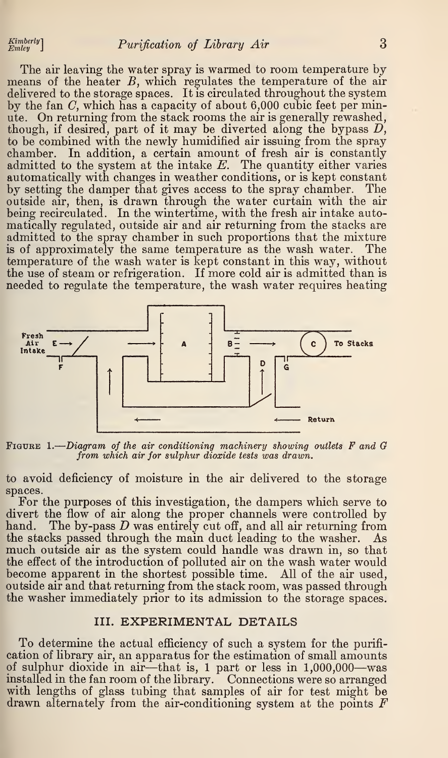The air leaving the water spray is warmed to room temperature by means of the heater *B*, which regulates the temperature of the air delivered to the storage spaces. It is circulated throughout the system by the fan *C*, which has a capacity of about 6,000 cubic feet per minute. On returning from the stack rooms the air is generally rewashed, though, if desired, part of it may be diverted along the bypass *D*, to be combined with the newly humidified air issuing from the spray chamber. In addition, a certain amount of fresh air is constantly admitted to the system at the intake *E*. The quantity either varies automatically with changes in weather conditions, or is kept constant by setting the damper that gives access to the spray chamber. The outside air, then, is drawn through the water curtain with the air being recirculated. In the wintertime, with the fresh air intake automatically regulated, outside air and air returning from the stacks are admitted to the spray chamber in such proportions that the mixture is of approximately the same temperature as the wash water. The temperature of the wash water is kept constant in this way, without the use of steam or refrigeration. If more cold air is admitted than is needed to regulate the temperature, the wash water requires heating to avoid deficiency of moisture in the air delivered to the storage spaces.

FIGURE 1.—*Diagram of the air conditioning machinery showing outlets F and G from which air for sulphur dioxide tests was drawn.*

For the purposes of this investigation, the dampers which serve to divert the flow of air along the proper channels were controlled by hand. The by-pass *D* was entirely cut off, and all air returning from the stacks passed through the main duct leading to the washer. As much outside air as the system could handle was drawn in, so that the effect of the introduction of polluted air on the wash water would become apparent in the shortest possible time. All of the air used, outside air and that returning from the stack room, was passed through the washer immediately prior to its admission to the storage spaces.

## III. EXPERIMENTAL DETAILS

To determine the actual efficiency of such a system for the purification of library air, an apparatus for the estimation of small amounts of sulphur dioxide in air—that is, 1 part or less in 1,000,000—was installed in the fan room of the library. Connections were so arranged with lengths of glass tubing that samples of air for test might be drawn alternately from the air-conditioning system at the points *F*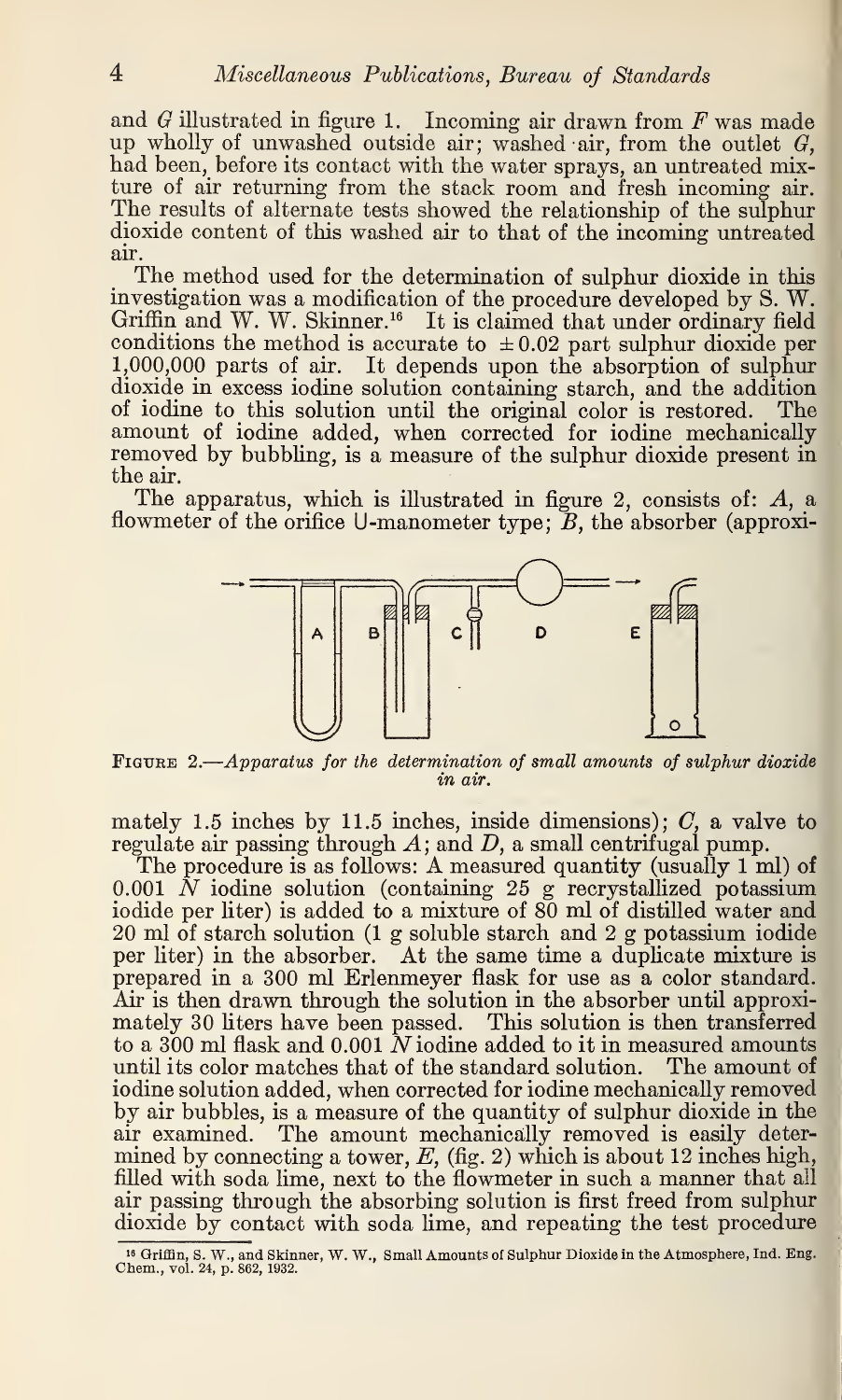and $G$ illustrated in figure 1. Incoming air drawn from $F$ was made up wholly of unwashed outside air; washed air, from the outlet $G$, had been, before its contact with the water sprays, an untreated mixture of air returning from the stack room and fresh incoming air. The results of alternate tests showed the relationship of the sulphur dioxide content of this washed air to that of the incoming untreated air.

The method used for the determination of sulphur dioxide in this investigation was a modification of the procedure developed by S. W. Griffin and W. W. Skinner.[16] It is claimed that under ordinary field conditions the method is accurate to $\pm 0.02$ part sulphur dioxide per 1,000,000 parts of air. It depends upon the absorption of sulphur dioxide in excess iodine solution containing starch, and the addition of iodine to this solution until the original color is restored. The amount of iodine added, when corrected for iodine mechanically removed by bubbling, is a measure of the sulphur dioxide present in the air.

The apparatus, which is illustrated in figure 2, consists of: $A$, a flowmeter of the orifice U-manometer type; $B$, the absorber (approximately 1.5 inches by 11.5 inches, inside dimensions); $C$, a valve to regulate air passing through $A$; and $D$, a small centrifugal pump.

Figure 2.—*Apparatus for the determination of small amounts of sulphur dioxide in air.*

The procedure is as follows: A measured quantity (usually 1 ml) of 0.001 $N$ iodine solution (containing 25 g recrystallized potassium iodide per liter) is added to a mixture of 80 ml of distilled water and 20 ml of starch solution (1 g soluble starch and 2 g potassium iodide per liter) in the absorber. At the same time a duplicate mixture is prepared in a 300 ml Erlenmeyer flask for use as a color standard. Air is then drawn through the solution in the absorber until approximately 30 liters have been passed. This solution is then transferred to a 300 ml flask and 0.001 $N$ iodine added to it in measured amounts until its color matches that of the standard solution. The amount of iodine solution added, when corrected for iodine mechanically removed by air bubbles, is a measure of the quantity of sulphur dioxide in the air examined. The amount mechanically removed is easily determined by connecting a tower, $E$, (fig. 2) which is about 12 inches high, filled with soda lime, next to the flowmeter in such a manner that all air passing through the absorbing solution is first freed from sulphur dioxide by contact with soda lime, and repeating the test procedure

[16] Griffin, S. W., and Skinner, W. W., Small Amounts of Sulphur Dioxide in the Atmosphere, Ind. Eng. Chem., vol. 24, p. 862, 1932.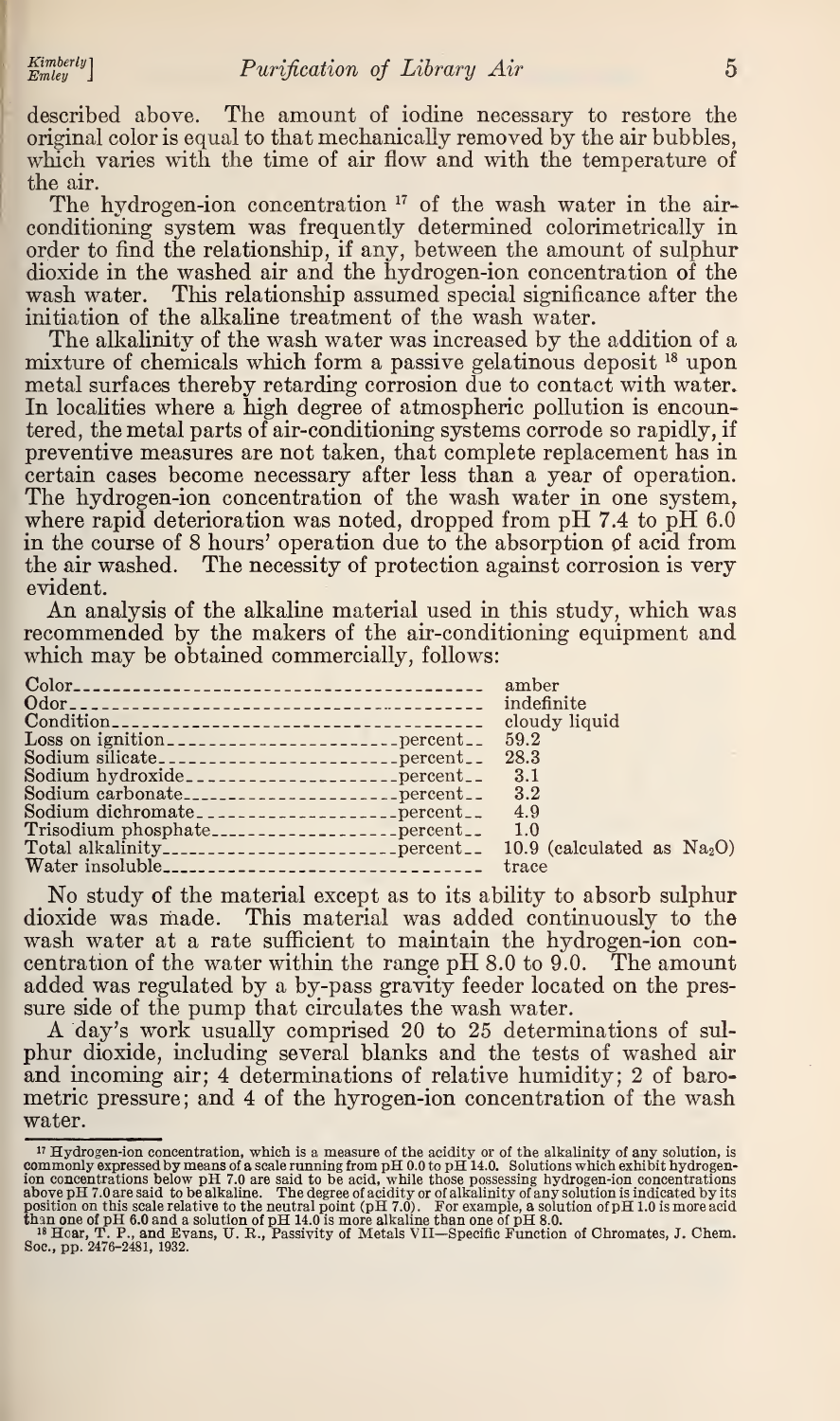described above. The amount of iodine necessary to restore the original color is equal to that mechanically removed by the air bubbles, which varies with the time of air flow and with the temperature of the air.

The hydrogen-ion concentration [17] of the wash water in the air-conditioning system was frequently determined colorimetrically in order to find the relationship, if any, between the amount of sulphur dioxide in the washed air and the hydrogen-ion concentration of the wash water. This relationship assumed special significance after the initiation of the alkaline treatment of the wash water.

The alkalinity of the wash water was increased by the addition of a mixture of chemicals which form a passive gelatinous deposit [18] upon metal surfaces thereby retarding corrosion due to contact with water. In localities where a high degree of atmospheric pollution is encountered, the metal parts of air-conditioning systems corrode so rapidly, if preventive measures are not taken, that complete replacement has in certain cases become necessary after less than a year of operation. The hydrogen-ion concentration of the wash water in one system, where rapid deterioration was noted, dropped from pH 7.4 to pH 6.0 in the course of 8 hours' operation due to the absorption of acid from the air washed. The necessity of protection against corrosion is very evident.

An analysis of the alkaline material used in this study, which was recommended by the makers of the air-conditioning equipment and which may be obtained commercially, follows:

| | |
|---|---|
| Color | amber |
| Odor | indefinite |
| Condition | cloudy liquid |
| Loss on ignition ... percent | 59.2 |
| Sodium silicate ... percent | 28.3 |
| Sodium hydroxide ... percent | 3.1 |
| Sodium carbonate ... percent | 3.2 |
| Sodium dichromate ... percent | 4.9 |
| Trisodium phosphate ... percent | 1.0 |
| Total alkalinity ... percent | 10.9 (calculated as $Na_2O$) |
| Water insoluble | trace |

No study of the material except as to its ability to absorb sulphur dioxide was made. This material was added continuously to the wash water at a rate sufficient to maintain the hydrogen-ion concentration of the water within the range pH 8.0 to 9.0. The amount added was regulated by a by-pass gravity feeder located on the pressure side of the pump that circulates the wash water.

A day's work usually comprised 20 to 25 determinations of sulphur dioxide, including several blanks and the tests of washed air and incoming air; 4 determinations of relative humidity; 2 of barometric pressure; and 4 of the hyrogen-ion concentration of the wash water.

---

[17] Hydrogen-ion concentration, which is a measure of the acidity or of the alkalinity of any solution, is commonly expressed by means of a scale running from pH 0.0 to pH 14.0. Solutions which exhibit hydrogen-ion concentrations below pH 7.0 are said to be acid, while those possessing hydrogen-ion concentrations above pH 7.0 are said to be alkaline. The degree of acidity or of alkalinity of any solution is indicated by its position on this scale relative to the neutral point (pH 7.0). For example, a solution of pH 1.0 is more acid than one of pH 6.0 and a solution of pH 14.0 is more alkaline than one of pH 8.0.

[18] Hoar, T. P., and Evans, U. R., Passivity of Metals VII—Specific Function of Chromates, J. Chem. Soc., pp. 2476–2481, 1932.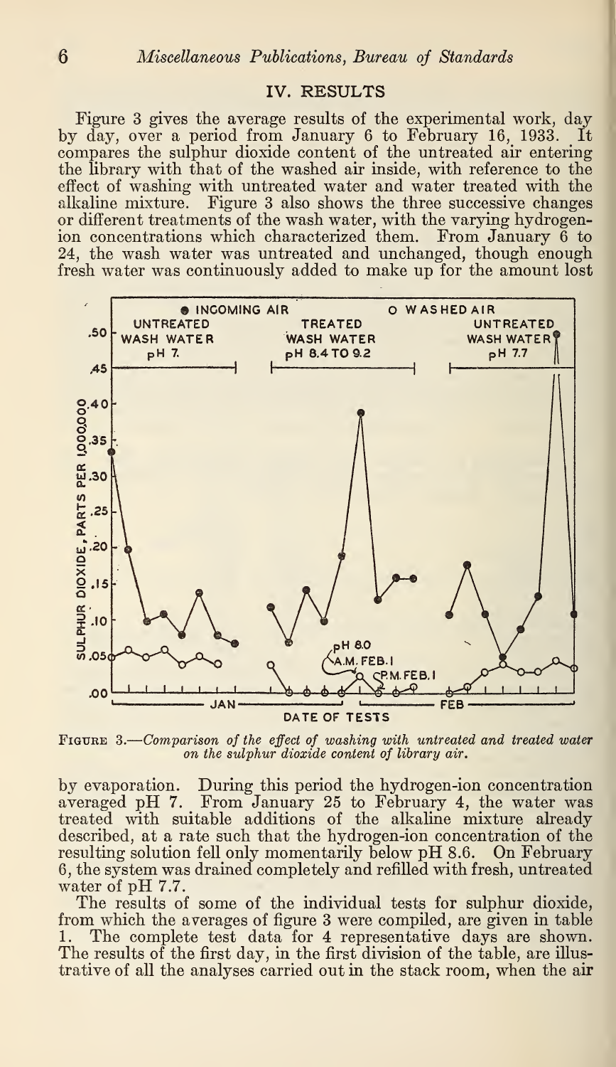## IV. RESULTS

Figure 3 gives the average results of the experimental work, day by day, over a period from January 6 to February 16, 1933. It compares the sulphur dioxide content of the untreated air entering the library with that of the washed air inside, with reference to the effect of washing with untreated water and water treated with the alkaline mixture. Figure 3 also shows the three successive changes or different treatments of the wash water, with the varying hydrogen-ion concentrations which characterized them. From January 6 to 24, the wash water was untreated and unchanged, though enough fresh water was continuously added to make up for the amount lost by evaporation. During this period the hydrogen-ion concentration averaged pH 7. From January 25 to February 4, the water was treated with suitable additions of the alkaline mixture already described, at a rate such that the hydrogen-ion concentration of the resulting solution fell only momentarily below pH 8.6. On February 6, the system was drained completely and refilled with fresh, untreated water of pH 7.7.

FIGURE 3.—*Comparison of the effect of washing with untreated and treated water on the sulphur dioxide content of library air.*

The results of some of the individual tests for sulphur dioxide, from which the averages of figure 3 were compiled, are given in table 1. The complete test data for 4 representative days are shown. The results of the first day, in the first division of the table, are illustrative of all the analyses carried out in the stack room, when the air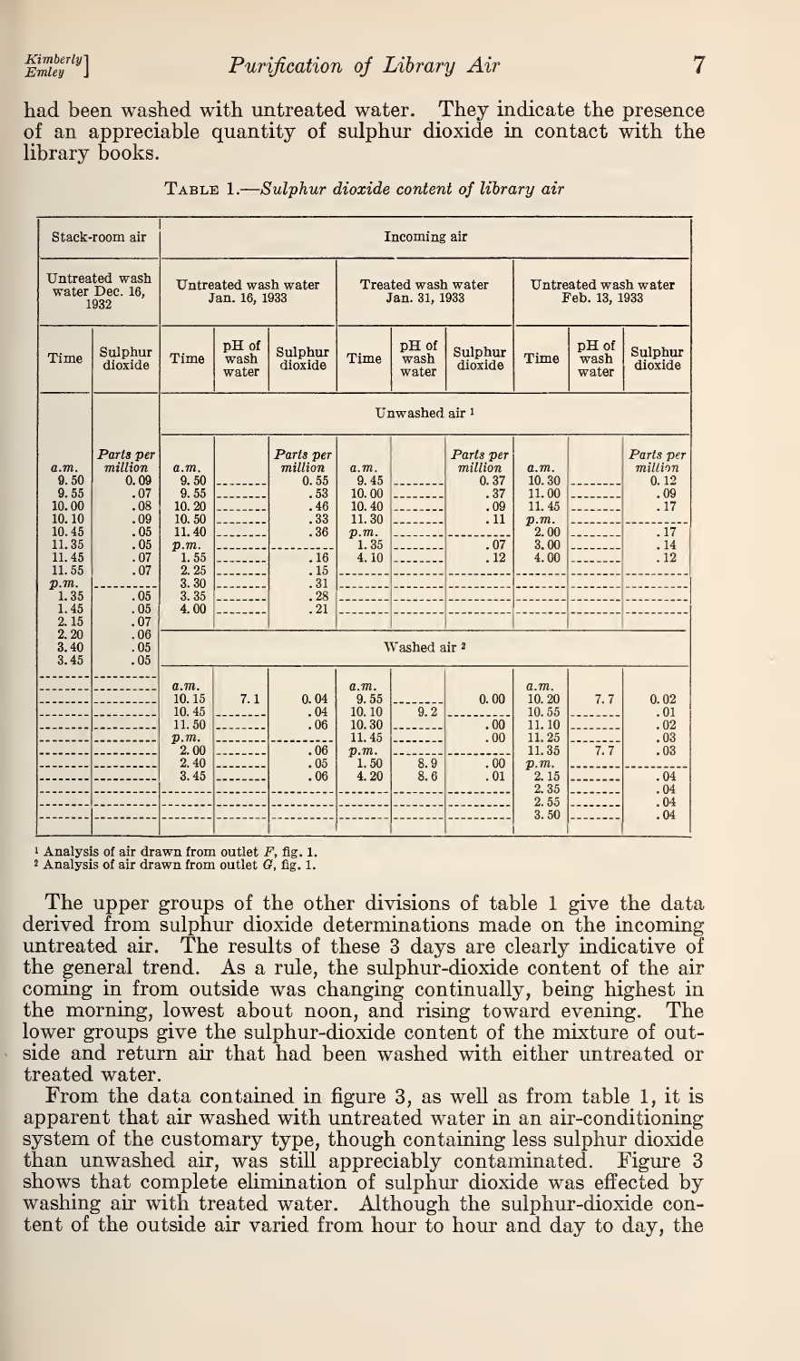had been washed with untreated water. They indicate the presence of an appreciable quantity of sulphur dioxide in contact with the library books.

TABLE 1.—*Sulphur dioxide content of library air*

| Stack-room air | | Incoming air | | | | | | | | |
|---|---|---|---|---|---|---|---|---|---|---|
| Untreated wash water Dec. 16, 1932 | | Untreated wash water Jan. 16, 1933 | | | Treated wash water Jan. 31, 1933 | | | Untreated wash water Feb. 13, 1933 | | |
| Time | Sulphur dioxide | Time | pH of wash water | Sulphur dioxide | Time | pH of wash water | Sulphur dioxide | Time | pH of wash water | Sulphur dioxide |
| | | Unwashed air [1] | | | | | | | | |
| *a.m.* | *Parts per million* | *a.m.* | | *Parts per million* | *a.m.* | | *Parts per million* | *a.m.* | | *Parts per million* |
| 9.50 | 0.09 | 9.50 | | 0.55 | 9.45 | | 0.37 | 10.30 | | 0.12 |
| 9.55 | .07 | 9.55 | | .53 | 10.00 | | .37 | 11.00 | | .09 |
| 10.00 | .08 | 10.20 | | .46 | 10.40 | | .09 | 11.45 | | .17 |
| 10.10 | .09 | 10.50 | | .33 | 11.30 | | .11 | *p.m.* | | |
| 10.45 | .05 | 11.40 | | .36 | *p.m.* | | | 2.00 | | .17 |
| 11.35 | .05 | *p.m.* | | | 1.35 | | .07 | 3.00 | | .14 |
| 11.45 | .07 | 1.55 | | .16 | 4.10 | | .12 | 4.00 | | .12 |
| 11.55 | .07 | 2.25 | | .15 | | | | | | |
| *p.m.* | | 3.30 | | .31 | | | | | | |
| 1.35 | .05 | 3.35 | | .28 | | | | | | |
| 1.45 | .05 | 4.00 | | .21 | | | | | | |
| 2.15 | .07 | | | | | | | | | |
| 2.20 | .06 | Washed air [2] | | | | | | | | |
| 3.40 | .05 | | | | | | | | | |
| 3.45 | .05 | | | | | | | | | |
| | | *a.m.* | | | *a.m.* | | | *a.m.* | | |
| | | 10.15 | 7.1 | 0.04 | 9.55 | | 0.00 | 10.20 | 7.7 | 0.02 |
| | | 10.45 | | .04 | 10.10 | 9.2 | | 10.55 | | .01 |
| | | 11.50 | | .06 | 10.30 | | .00 | 11.10 | | .02 |
| | | *p.m.* | | | 11.45 | | .00 | 11.25 | | .03 |
| | | 2.00 | | .06 | *p.m.* | | | 11.35 | 7.7 | .03 |
| | | 2.40 | | .05 | 1.50 | 8.9 | .00 | *p.m.* | | |
| | | 3.45 | | .06 | 4.20 | 8.6 | .01 | 2.15 | | .04 |
| | | | | | | | | 2.35 | | .04 |
| | | | | | | | | 2.55 | | .04 |
| | | | | | | | | 3.50 | | .04 |

[1] Analysis of air drawn from outlet *F*, fig. 1.
[2] Analysis of air drawn from outlet *G*, fig. 1.

The upper groups of the other divisions of table 1 give the data derived from sulphur dioxide determinations made on the incoming untreated air. The results of these 3 days are clearly indicative of the general trend. As a rule, the sulphur-dioxide content of the air coming in from outside was changing continually, being highest in the morning, lowest about noon, and rising toward evening. The lower groups give the sulphur-dioxide content of the mixture of outside and return air that had been washed with either untreated or treated water.

From the data contained in figure 3, as well as from table 1, it is apparent that air washed with untreated water in an air-conditioning system of the customary type, though containing less sulphur dioxide than unwashed air, was still appreciably contaminated. Figure 3 shows that complete elimination of sulphur dioxide was effected by washing air with treated water. Although the sulphur-dioxide content of the outside air varied from hour to hour and day to day, the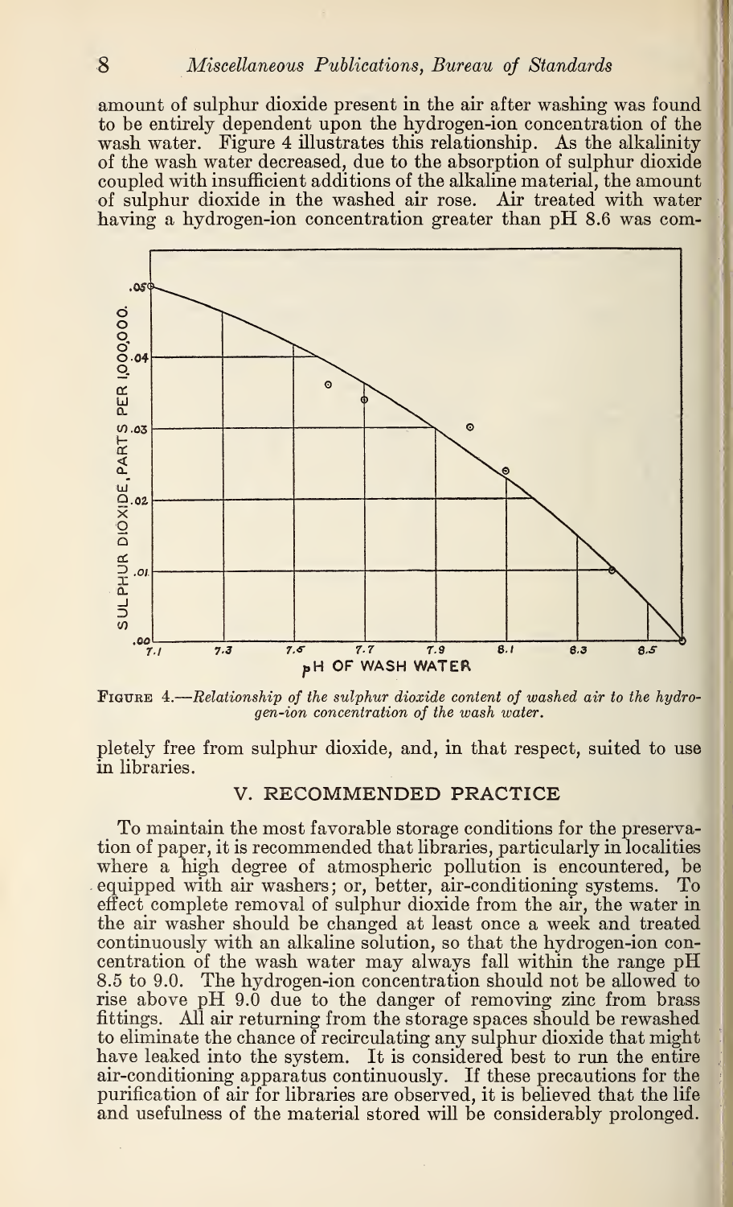amount of sulphur dioxide present in the air after washing was found to be entirely dependent upon the hydrogen-ion concentration of the wash water. Figure 4 illustrates this relationship. As the alkalinity of the wash water decreased, due to the absorption of sulphur dioxide coupled with insufficient additions of the alkaline material, the amount of sulphur dioxide in the washed air rose. Air treated with water having a hydrogen-ion concentration greater than pH 8.6 was completely free from sulphur dioxide, and, in that respect, suited to use in libraries.

FIGURE 4.—*Relationship of the sulphur dioxide content of washed air to the hydrogen-ion concentration of the wash water.*

## V. RECOMMENDED PRACTICE

To maintain the most favorable storage conditions for the preservation of paper, it is recommended that libraries, particularly in localities where a high degree of atmospheric pollution is encountered, be equipped with air washers; or, better, air-conditioning systems. To effect complete removal of sulphur dioxide from the air, the water in the air washer should be changed at least once a week and treated continuously with an alkaline solution, so that the hydrogen-ion concentration of the wash water may always fall within the range pH 8.5 to 9.0. The hydrogen-ion concentration should not be allowed to rise above pH 9.0 due to the danger of removing zinc from brass fittings. All air returning from the storage spaces should be rewashed to eliminate the chance of recirculating any sulphur dioxide that might have leaked into the system. It is considered best to run the entire air-conditioning apparatus continuously. If these precautions for the purification of air for libraries are observed, it is believed that the life and usefulness of the material stored will be considerably prolonged.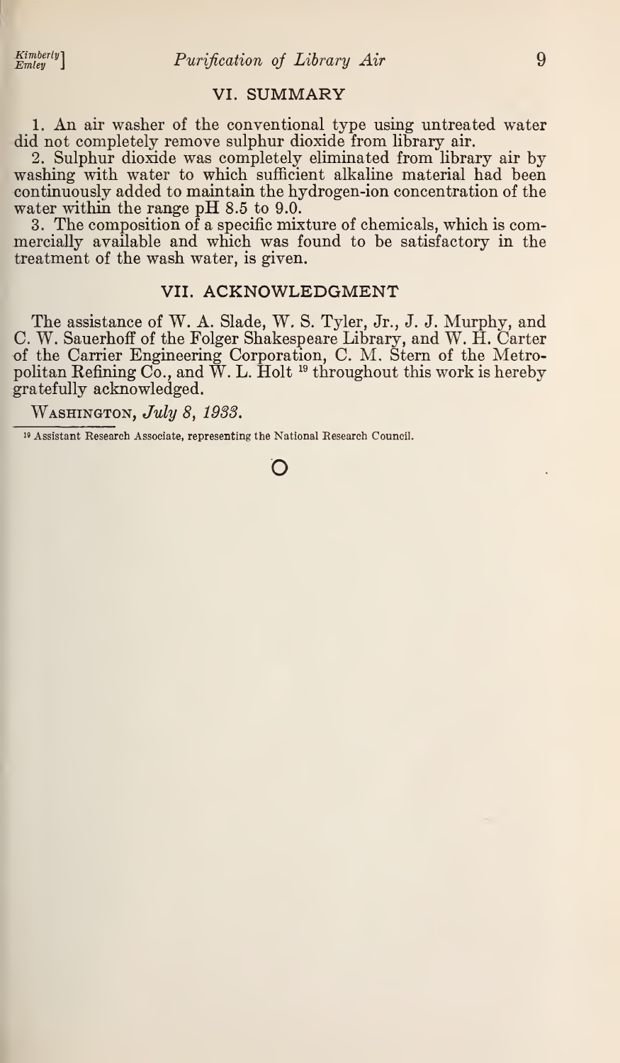## VI. SUMMARY

1. An air washer of the conventional type using untreated water did not completely remove sulphur dioxide from library air.

2. Sulphur dioxide was completely eliminated from library air by washing with water to which sufficient alkaline material had been continuously added to maintain the hydrogen-ion concentration of the water within the range pH 8.5 to 9.0.

3. The composition of a specific mixture of chemicals, which is commercially available and which was found to be satisfactory in the treatment of the wash water, is given.

## VII. ACKNOWLEDGMENT

The assistance of W. A. Slade, W. S. Tyler, Jr., J. J. Murphy, and C. W. Sauerhoff of the Folger Shakespeare Library, and W. H. Carter of the Carrier Engineering Corporation, C. M. Stern of the Metropolitan Refining Co., and W. L. Holt [19] throughout this work is hereby gratefully acknowledged.

WASHINGTON, *July 8, 1933.*

[19] Assistant Research Associate, representing the National Research Council.